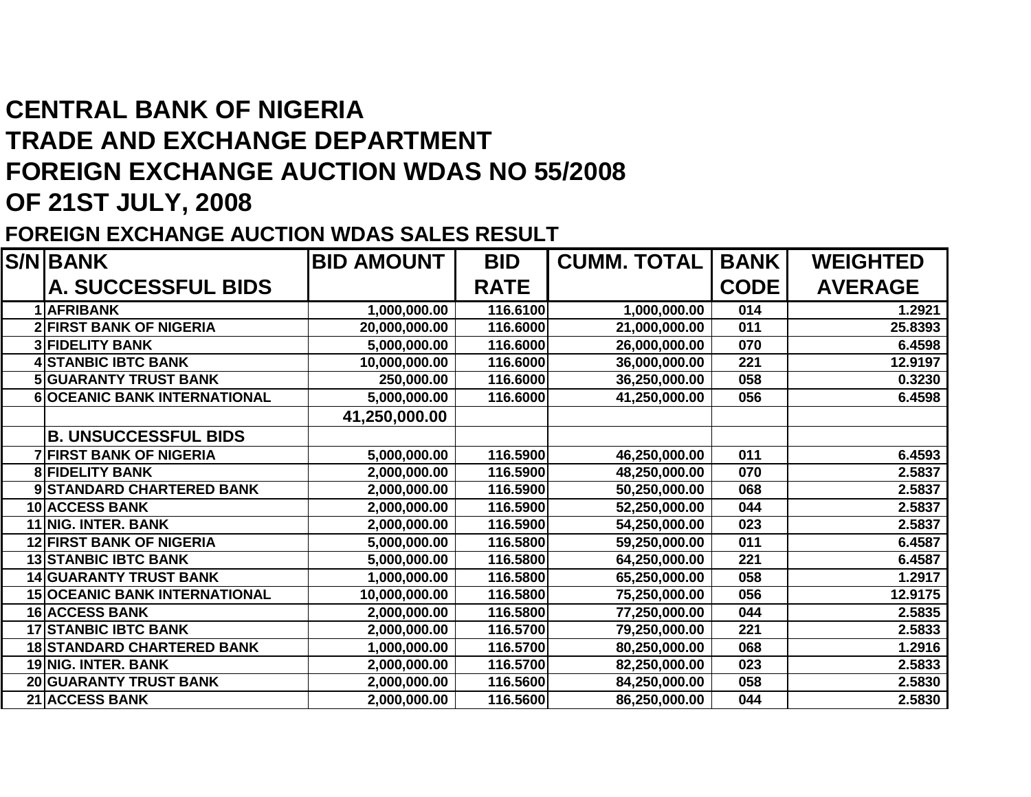# CENTRAL BANK OF NIGERIA
# TRADE AND EXCHANGE DEPARTMENT
# FOREIGN EXCHANGE AUCTION WDAS NO 55/2008
# OF 21ST JULY, 2008

## FOREIGN EXCHANGE AUCTION WDAS SALES RESULT

| S/N | BANK | BID AMOUNT | BID RATE | CUMM. TOTAL | BANK CODE | WEIGHTED AVERAGE |
|---|---|---|---|---|---|---|
| | **A. SUCCESSFUL BIDS** | | | | | |
| 1 | AFRIBANK | 1,000,000.00 | 116.6100 | 1,000,000.00 | 014 | 1.2921 |
| 2 | FIRST BANK OF NIGERIA | 20,000,000.00 | 116.6000 | 21,000,000.00 | 011 | 25.8393 |
| 3 | FIDELITY BANK | 5,000,000.00 | 116.6000 | 26,000,000.00 | 070 | 6.4598 |
| 4 | STANBIC IBTC BANK | 10,000,000.00 | 116.6000 | 36,000,000.00 | 221 | 12.9197 |
| 5 | GUARANTY TRUST BANK | 250,000.00 | 116.6000 | 36,250,000.00 | 058 | 0.3230 |
| 6 | OCEANIC BANK INTERNATIONAL | 5,000,000.00 | 116.6000 | 41,250,000.00 | 056 | 6.4598 |
| | | 41,250,000.00 | | | | |
| | **B. UNSUCCESSFUL BIDS** | | | | | |
| 7 | FIRST BANK OF NIGERIA | 5,000,000.00 | 116.5900 | 46,250,000.00 | 011 | 6.4593 |
| 8 | FIDELITY BANK | 2,000,000.00 | 116.5900 | 48,250,000.00 | 070 | 2.5837 |
| 9 | STANDARD CHARTERED BANK | 2,000,000.00 | 116.5900 | 50,250,000.00 | 068 | 2.5837 |
| 10 | ACCESS BANK | 2,000,000.00 | 116.5900 | 52,250,000.00 | 044 | 2.5837 |
| 11 | NIG. INTER. BANK | 2,000,000.00 | 116.5900 | 54,250,000.00 | 023 | 2.5837 |
| 12 | FIRST BANK OF NIGERIA | 5,000,000.00 | 116.5800 | 59,250,000.00 | 011 | 6.4587 |
| 13 | STANBIC IBTC BANK | 5,000,000.00 | 116.5800 | 64,250,000.00 | 221 | 6.4587 |
| 14 | GUARANTY TRUST BANK | 1,000,000.00 | 116.5800 | 65,250,000.00 | 058 | 1.2917 |
| 15 | OCEANIC BANK INTERNATIONAL | 10,000,000.00 | 116.5800 | 75,250,000.00 | 056 | 12.9175 |
| 16 | ACCESS BANK | 2,000,000.00 | 116.5800 | 77,250,000.00 | 044 | 2.5835 |
| 17 | STANBIC IBTC BANK | 2,000,000.00 | 116.5700 | 79,250,000.00 | 221 | 2.5833 |
| 18 | STANDARD CHARTERED BANK | 1,000,000.00 | 116.5700 | 80,250,000.00 | 068 | 1.2916 |
| 19 | NIG. INTER. BANK | 2,000,000.00 | 116.5700 | 82,250,000.00 | 023 | 2.5833 |
| 20 | GUARANTY TRUST BANK | 2,000,000.00 | 116.5600 | 84,250,000.00 | 058 | 2.5830 |
| 21 | ACCESS BANK | 2,000,000.00 | 116.5600 | 86,250,000.00 | 044 | 2.5830 |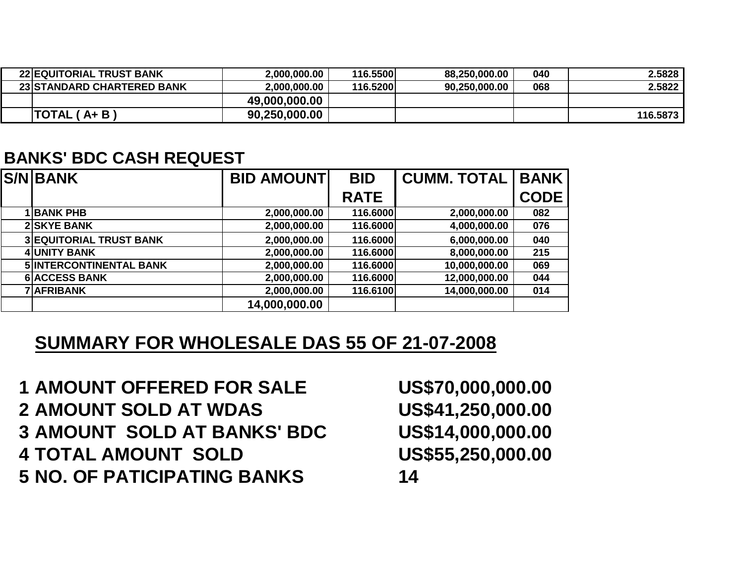| | | | | | | |
|---|---|---|---|---|---|---|
| 22 | EQUITORIAL TRUST BANK | 2,000,000.00 | 116.5500 | 88,250,000.00 | 040 | 2.5828 |
| 23 | STANDARD CHARTERED BANK | 2,000,000.00 | 116.5200 | 90,250,000.00 | 068 | 2.5822 |
| | | 49,000,000.00 | | | | |
| | TOTAL ( A+ B ) | 90,250,000.00 | | | | 116.5873 |

## BANKS' BDC CASH REQUEST

| S/N | BANK | BID AMOUNT | BID RATE | CUMM. TOTAL | BANK CODE |
|---|---|---|---|---|---|
| 1 | BANK PHB | 2,000,000.00 | 116.6000 | 2,000,000.00 | 082 |
| 2 | SKYE BANK | 2,000,000.00 | 116.6000 | 4,000,000.00 | 076 |
| 3 | EQUITORIAL TRUST BANK | 2,000,000.00 | 116.6000 | 6,000,000.00 | 040 |
| 4 | UNITY BANK | 2,000,000.00 | 116.6000 | 8,000,000.00 | 215 |
| 5 | INTERCONTINENTAL BANK | 2,000,000.00 | 116.6000 | 10,000,000.00 | 069 |
| 6 | ACCESS BANK | 2,000,000.00 | 116.6000 | 12,000,000.00 | 044 |
| 7 | AFRIBANK | 2,000,000.00 | 116.6100 | 14,000,000.00 | 014 |
| | | 14,000,000.00 | | | |

## SUMMARY FOR WHOLESALE DAS 55 OF 21-07-2008

| | | |
|---|---|---|
| 1 | AMOUNT OFFERED FOR SALE | US$70,000,000.00 |
| 2 | AMOUNT SOLD AT WDAS | US$41,250,000.00 |
| 3 | AMOUNT SOLD AT BANKS' BDC | US$14,000,000.00 |
| 4 | TOTAL AMOUNT SOLD | US$55,250,000.00 |
| 5 | NO. OF PATICIPATING BANKS | 14 |